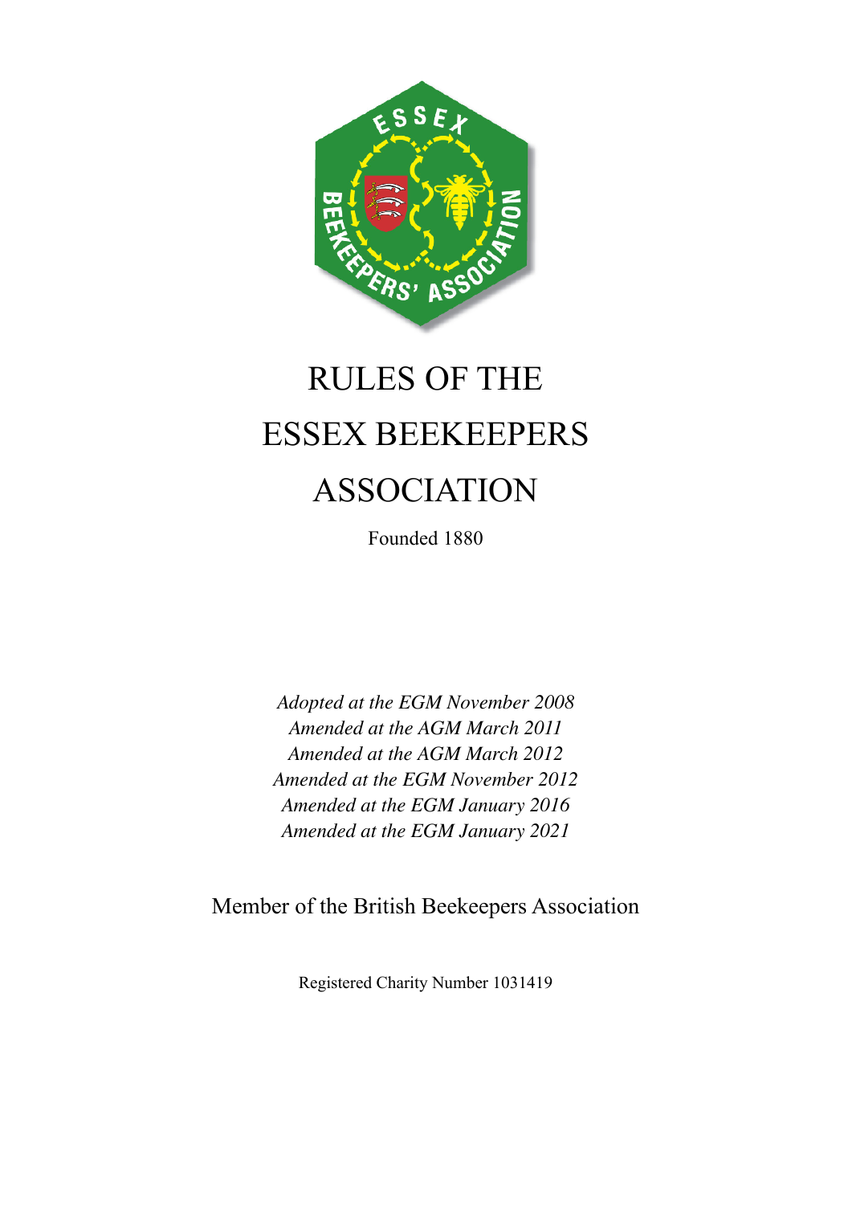# RULES OF THE ESSEX BEEKEEPERS ASSOCIATION

Founded 1880

*Adopted at the EGM November 2008*
*Amended at the AGM March 2011*
*Amended at the AGM March 2012*
*Amended at the EGM November 2012*
*Amended at the EGM January 2016*
*Amended at the EGM January 2021*

Member of the British Beekeepers Association

Registered Charity Number 1031419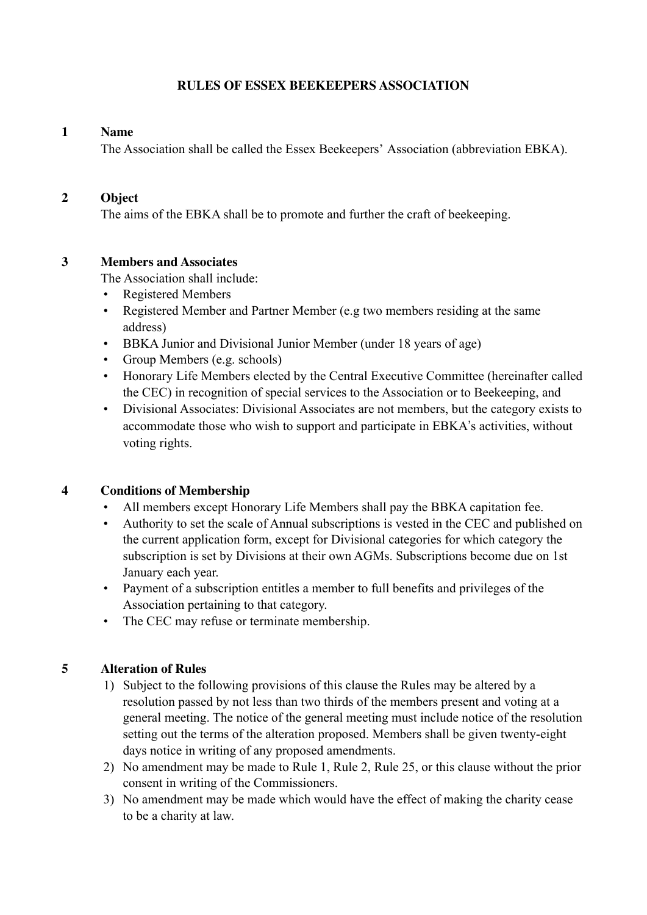# RULES OF ESSEX BEEKEEPERS ASSOCIATION

## 1 Name

The Association shall be called the Essex Beekeepers' Association (abbreviation EBKA).

## 2 Object

The aims of the EBKA shall be to promote and further the craft of beekeeping.

## 3 Members and Associates

The Association shall include:

- Registered Members
- Registered Member and Partner Member (e.g two members residing at the same address)
- BBKA Junior and Divisional Junior Member (under 18 years of age)
- Group Members (e.g. schools)
- Honorary Life Members elected by the Central Executive Committee (hereinafter called the CEC) in recognition of special services to the Association or to Beekeeping, and
- Divisional Associates: Divisional Associates are not members, but the category exists to accommodate those who wish to support and participate in EBKA's activities, without voting rights.

## 4 Conditions of Membership

- All members except Honorary Life Members shall pay the BBKA capitation fee.
- Authority to set the scale of Annual subscriptions is vested in the CEC and published on the current application form, except for Divisional categories for which category the subscription is set by Divisions at their own AGMs. Subscriptions become due on 1st January each year.
- Payment of a subscription entitles a member to full benefits and privileges of the Association pertaining to that category.
- The CEC may refuse or terminate membership.

## 5 Alteration of Rules

1) Subject to the following provisions of this clause the Rules may be altered by a resolution passed by not less than two thirds of the members present and voting at a general meeting. The notice of the general meeting must include notice of the resolution setting out the terms of the alteration proposed. Members shall be given twenty-eight days notice in writing of any proposed amendments.
2) No amendment may be made to Rule 1, Rule 2, Rule 25, or this clause without the prior consent in writing of the Commissioners.
3) No amendment may be made which would have the effect of making the charity cease to be a charity at law.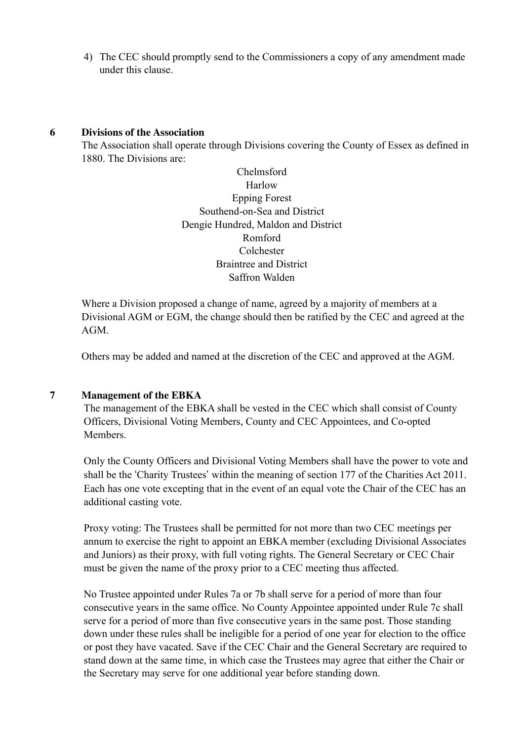4) The CEC should promptly send to the Commissioners a copy of any amendment made under this clause.

## 6 Divisions of the Association

The Association shall operate through Divisions covering the County of Essex as defined in 1880. The Divisions are:

Chelmsford
Harlow
Epping Forest
Southend-on-Sea and District
Dengie Hundred, Maldon and District
Romford
Colchester
Braintree and District
Saffron Walden

Where a Division proposed a change of name, agreed by a majority of members at a Divisional AGM or EGM, the change should then be ratified by the CEC and agreed at the AGM.

Others may be added and named at the discretion of the CEC and approved at the AGM.

## 7 Management of the EBKA

The management of the EBKA shall be vested in the CEC which shall consist of County Officers, Divisional Voting Members, County and CEC Appointees, and Co-opted Members.

Only the County Officers and Divisional Voting Members shall have the power to vote and shall be the 'Charity Trustees' within the meaning of section 177 of the Charities Act 2011. Each has one vote excepting that in the event of an equal vote the Chair of the CEC has an additional casting vote.

Proxy voting: The Trustees shall be permitted for not more than two CEC meetings per annum to exercise the right to appoint an EBKA member (excluding Divisional Associates and Juniors) as their proxy, with full voting rights. The General Secretary or CEC Chair must be given the name of the proxy prior to a CEC meeting thus affected.

No Trustee appointed under Rules 7a or 7b shall serve for a period of more than four consecutive years in the same office. No County Appointee appointed under Rule 7c shall serve for a period of more than five consecutive years in the same post. Those standing down under these rules shall be ineligible for a period of one year for election to the office or post they have vacated. Save if the CEC Chair and the General Secretary are required to stand down at the same time, in which case the Trustees may agree that either the Chair or the Secretary may serve for one additional year before standing down.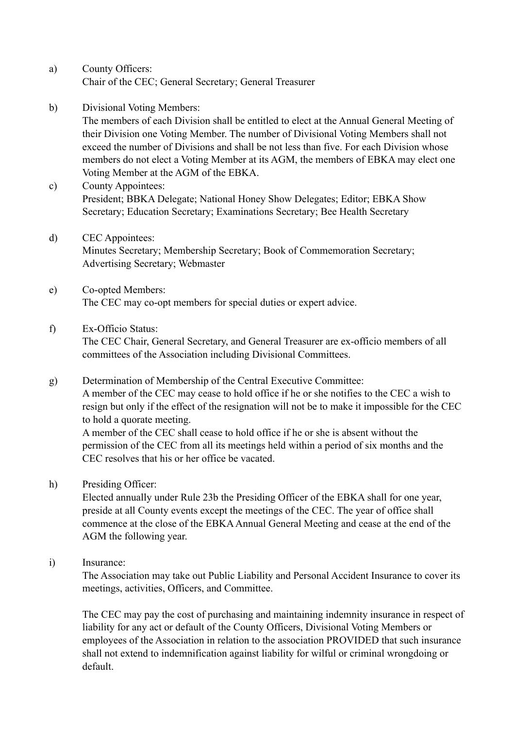a) County Officers:
Chair of the CEC; General Secretary; General Treasurer

b) Divisional Voting Members:
The members of each Division shall be entitled to elect at the Annual General Meeting of their Division one Voting Member. The number of Divisional Voting Members shall not exceed the number of Divisions and shall be not less than five. For each Division whose members do not elect a Voting Member at its AGM, the members of EBKA may elect one Voting Member at the AGM of the EBKA.

c) County Appointees:
President; BBKA Delegate; National Honey Show Delegates; Editor; EBKA Show Secretary; Education Secretary; Examinations Secretary; Bee Health Secretary

d) CEC Appointees:
Minutes Secretary; Membership Secretary; Book of Commemoration Secretary; Advertising Secretary; Webmaster

e) Co-opted Members:
The CEC may co-opt members for special duties or expert advice.

f) Ex-Officio Status:
The CEC Chair, General Secretary, and General Treasurer are ex-officio members of all committees of the Association including Divisional Committees.

g) Determination of Membership of the Central Executive Committee:
A member of the CEC may cease to hold office if he or she notifies to the CEC a wish to resign but only if the effect of the resignation will not be to make it impossible for the CEC to hold a quorate meeting.
A member of the CEC shall cease to hold office if he or she is absent without the permission of the CEC from all its meetings held within a period of six months and the CEC resolves that his or her office be vacated.

h) Presiding Officer:
Elected annually under Rule 23b the Presiding Officer of the EBKA shall for one year, preside at all County events except the meetings of the CEC. The year of office shall commence at the close of the EBKA Annual General Meeting and cease at the end of the AGM the following year.

i) Insurance:
The Association may take out Public Liability and Personal Accident Insurance to cover its meetings, activities, Officers, and Committee.

The CEC may pay the cost of purchasing and maintaining indemnity insurance in respect of liability for any act or default of the County Officers, Divisional Voting Members or employees of the Association in relation to the association PROVIDED that such insurance shall not extend to indemnification against liability for wilful or criminal wrongdoing or default.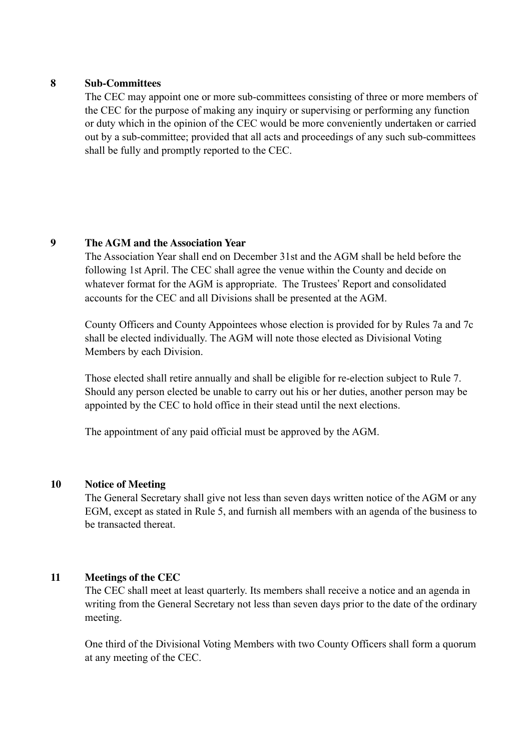## 8 Sub-Committees

The CEC may appoint one or more sub-committees consisting of three or more members of the CEC for the purpose of making any inquiry or supervising or performing any function or duty which in the opinion of the CEC would be more conveniently undertaken or carried out by a sub-committee; provided that all acts and proceedings of any such sub-committees shall be fully and promptly reported to the CEC.

## 9 The AGM and the Association Year

The Association Year shall end on December 31st and the AGM shall be held before the following 1st April. The CEC shall agree the venue within the County and decide on whatever format for the AGM is appropriate. The Trustees' Report and consolidated accounts for the CEC and all Divisions shall be presented at the AGM.

County Officers and County Appointees whose election is provided for by Rules 7a and 7c shall be elected individually. The AGM will note those elected as Divisional Voting Members by each Division.

Those elected shall retire annually and shall be eligible for re-election subject to Rule 7. Should any person elected be unable to carry out his or her duties, another person may be appointed by the CEC to hold office in their stead until the next elections.

The appointment of any paid official must be approved by the AGM.

## 10 Notice of Meeting

The General Secretary shall give not less than seven days written notice of the AGM or any EGM, except as stated in Rule 5, and furnish all members with an agenda of the business to be transacted thereat.

## 11 Meetings of the CEC

The CEC shall meet at least quarterly. Its members shall receive a notice and an agenda in writing from the General Secretary not less than seven days prior to the date of the ordinary meeting.

One third of the Divisional Voting Members with two County Officers shall form a quorum at any meeting of the CEC.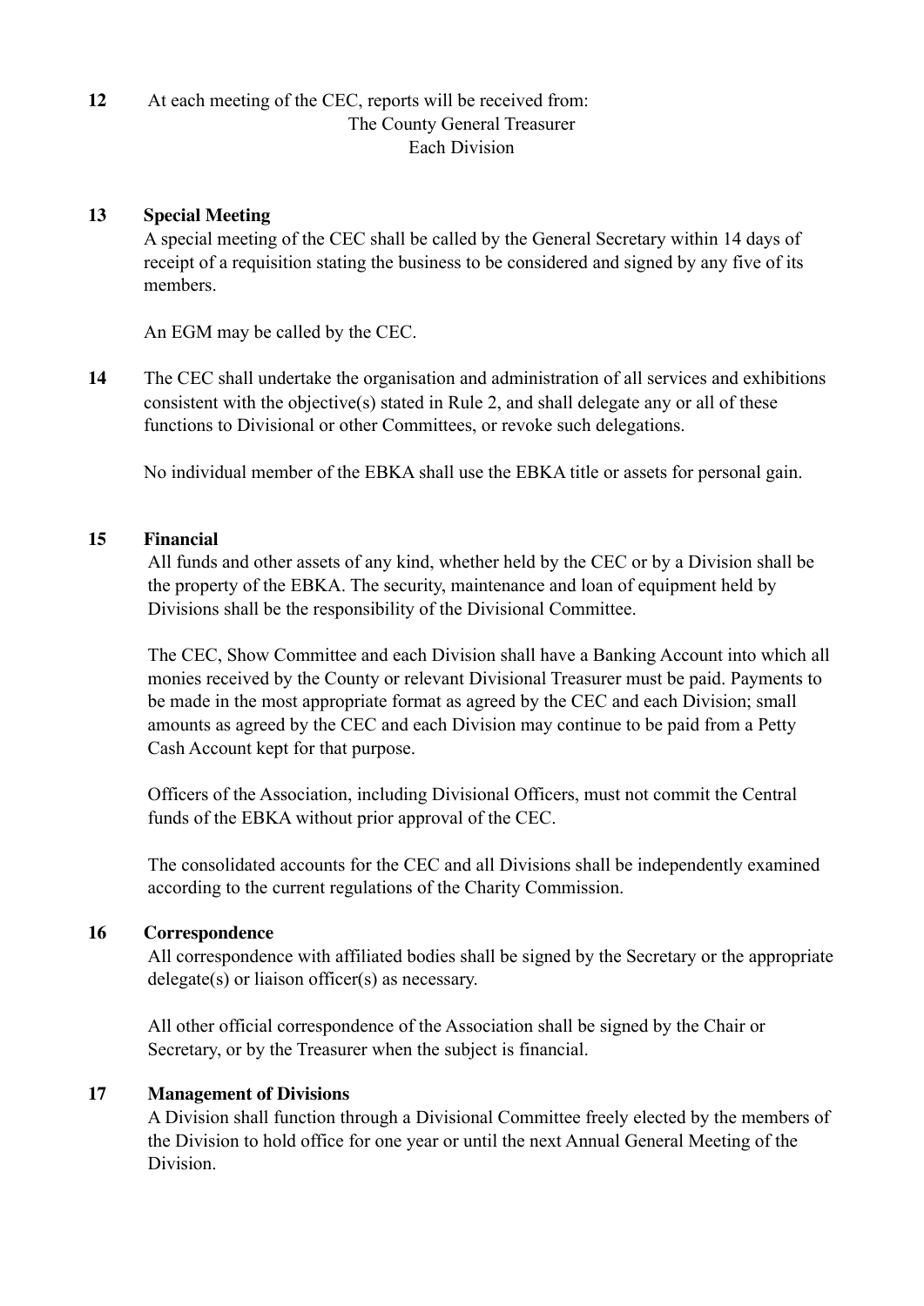**12** At each meeting of the CEC, reports will be received from:

The County General Treasurer
Each Division

**13 Special Meeting**

A special meeting of the CEC shall be called by the General Secretary within 14 days of receipt of a requisition stating the business to be considered and signed by any five of its members.

An EGM may be called by the CEC.

**14** The CEC shall undertake the organisation and administration of all services and exhibitions consistent with the objective(s) stated in Rule 2, and shall delegate any or all of these functions to Divisional or other Committees, or revoke such delegations.

No individual member of the EBKA shall use the EBKA title or assets for personal gain.

**15 Financial**

All funds and other assets of any kind, whether held by the CEC or by a Division shall be the property of the EBKA. The security, maintenance and loan of equipment held by Divisions shall be the responsibility of the Divisional Committee.

The CEC, Show Committee and each Division shall have a Banking Account into which all monies received by the County or relevant Divisional Treasurer must be paid. Payments to be made in the most appropriate format as agreed by the CEC and each Division; small amounts as agreed by the CEC and each Division may continue to be paid from a Petty Cash Account kept for that purpose.

Officers of the Association, including Divisional Officers, must not commit the Central funds of the EBKA without prior approval of the CEC.

The consolidated accounts for the CEC and all Divisions shall be independently examined according to the current regulations of the Charity Commission.

**16 Correspondence**

All correspondence with affiliated bodies shall be signed by the Secretary or the appropriate delegate(s) or liaison officer(s) as necessary.

All other official correspondence of the Association shall be signed by the Chair or Secretary, or by the Treasurer when the subject is financial.

**17 Management of Divisions**

A Division shall function through a Divisional Committee freely elected by the members of the Division to hold office for one year or until the next Annual General Meeting of the Division.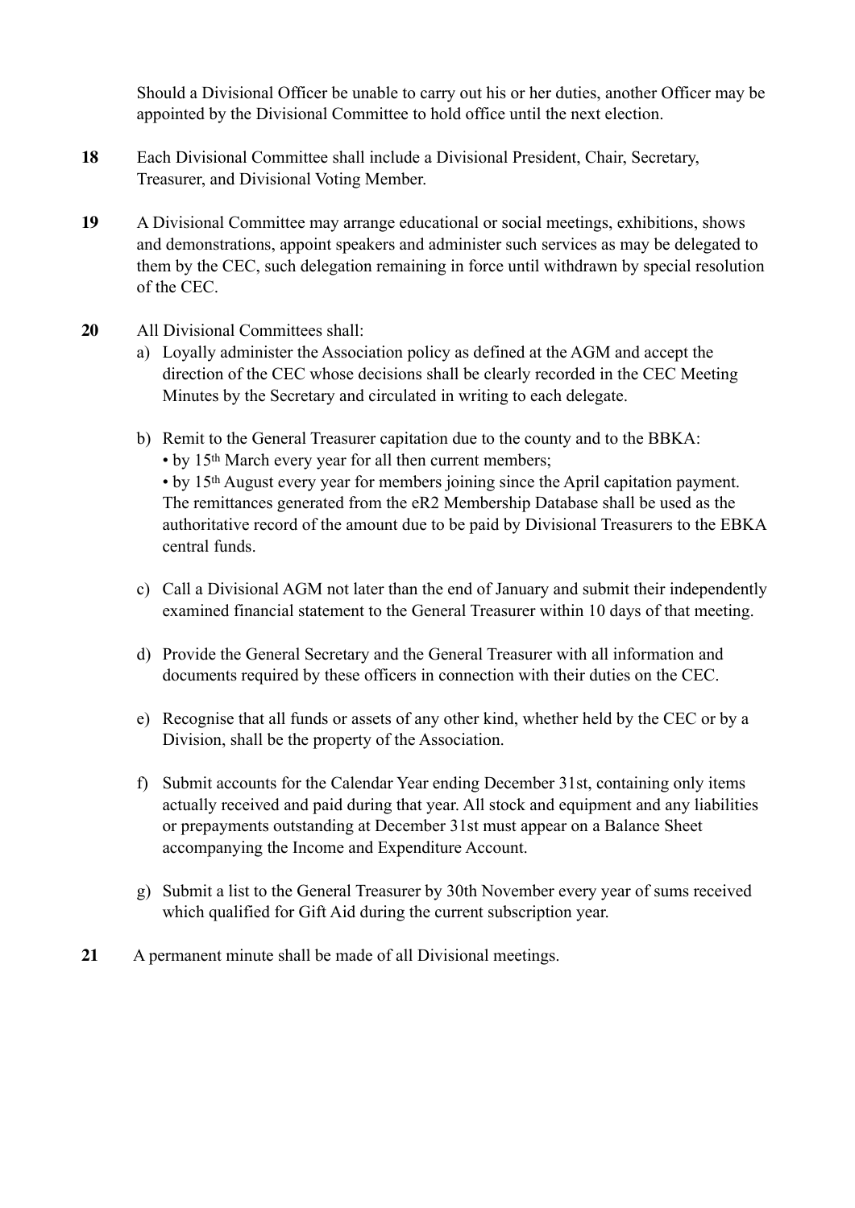Should a Divisional Officer be unable to carry out his or her duties, another Officer may be appointed by the Divisional Committee to hold office until the next election.

**18** Each Divisional Committee shall include a Divisional President, Chair, Secretary, Treasurer, and Divisional Voting Member.

**19** A Divisional Committee may arrange educational or social meetings, exhibitions, shows and demonstrations, appoint speakers and administer such services as may be delegated to them by the CEC, such delegation remaining in force until withdrawn by special resolution of the CEC.

**20** All Divisional Committees shall:

a) Loyally administer the Association policy as defined at the AGM and accept the direction of the CEC whose decisions shall be clearly recorded in the CEC Meeting Minutes by the Secretary and circulated in writing to each delegate.

b) Remit to the General Treasurer capitation due to the county and to the BBKA:
   • by 15th March every year for all then current members;
   • by 15th August every year for members joining since the April capitation payment.
   The remittances generated from the eR2 Membership Database shall be used as the authoritative record of the amount due to be paid by Divisional Treasurers to the EBKA central funds.

c) Call a Divisional AGM not later than the end of January and submit their independently examined financial statement to the General Treasurer within 10 days of that meeting.

d) Provide the General Secretary and the General Treasurer with all information and documents required by these officers in connection with their duties on the CEC.

e) Recognise that all funds or assets of any other kind, whether held by the CEC or by a Division, shall be the property of the Association.

f) Submit accounts for the Calendar Year ending December 31st, containing only items actually received and paid during that year. All stock and equipment and any liabilities or prepayments outstanding at December 31st must appear on a Balance Sheet accompanying the Income and Expenditure Account.

g) Submit a list to the General Treasurer by 30th November every year of sums received which qualified for Gift Aid during the current subscription year.

**21** A permanent minute shall be made of all Divisional meetings.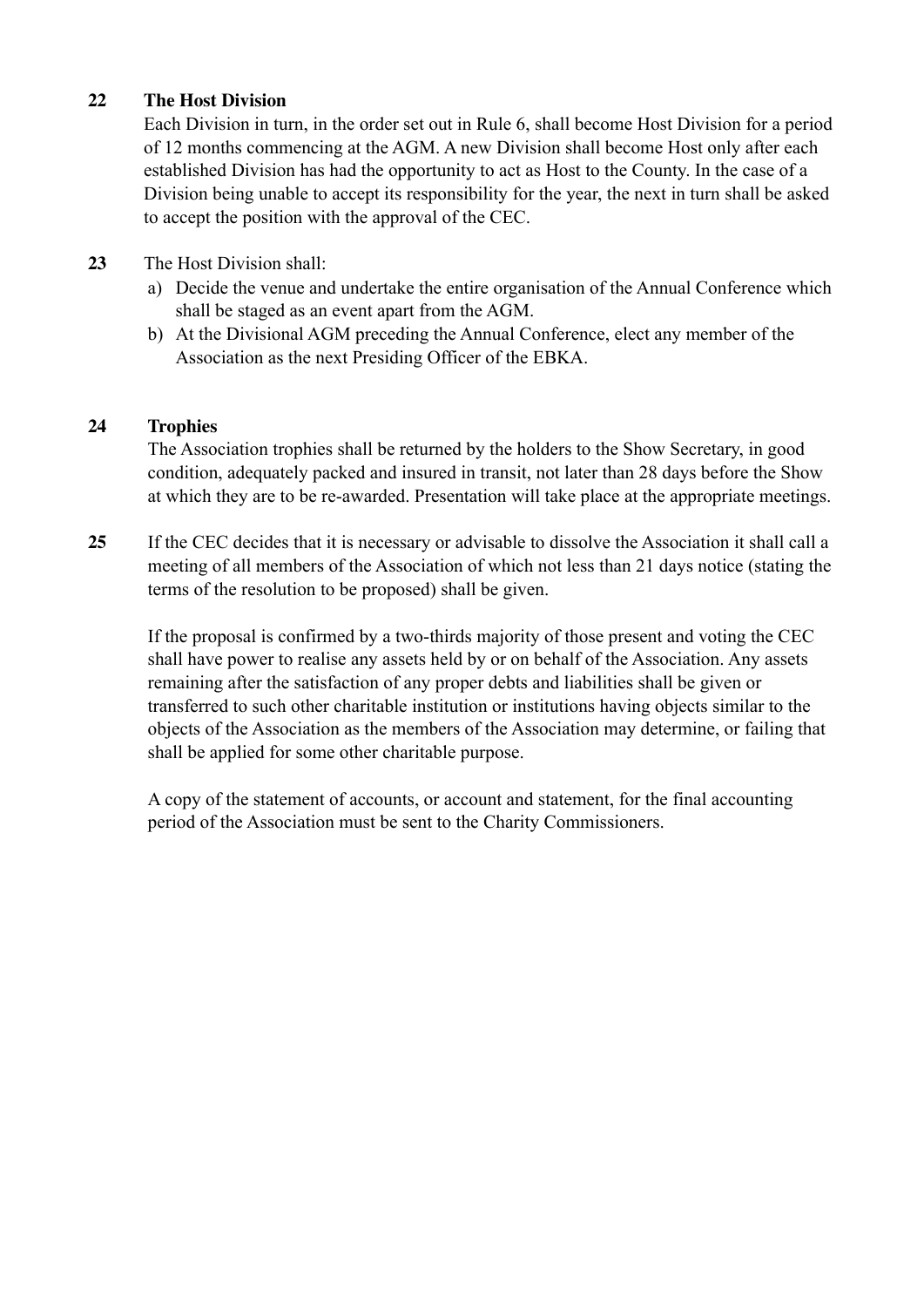**22 The Host Division**

Each Division in turn, in the order set out in Rule 6, shall become Host Division for a period of 12 months commencing at the AGM. A new Division shall become Host only after each established Division has had the opportunity to act as Host to the County. In the case of a Division being unable to accept its responsibility for the year, the next in turn shall be asked to accept the position with the approval of the CEC.

**23** The Host Division shall:

a) Decide the venue and undertake the entire organisation of the Annual Conference which shall be staged as an event apart from the AGM.
b) At the Divisional AGM preceding the Annual Conference, elect any member of the Association as the next Presiding Officer of the EBKA.

**24 Trophies**

The Association trophies shall be returned by the holders to the Show Secretary, in good condition, adequately packed and insured in transit, not later than 28 days before the Show at which they are to be re-awarded. Presentation will take place at the appropriate meetings.

**25** If the CEC decides that it is necessary or advisable to dissolve the Association it shall call a meeting of all members of the Association of which not less than 21 days notice (stating the terms of the resolution to be proposed) shall be given.

If the proposal is confirmed by a two-thirds majority of those present and voting the CEC shall have power to realise any assets held by or on behalf of the Association. Any assets remaining after the satisfaction of any proper debts and liabilities shall be given or transferred to such other charitable institution or institutions having objects similar to the objects of the Association as the members of the Association may determine, or failing that shall be applied for some other charitable purpose.

A copy of the statement of accounts, or account and statement, for the final accounting period of the Association must be sent to the Charity Commissioners.